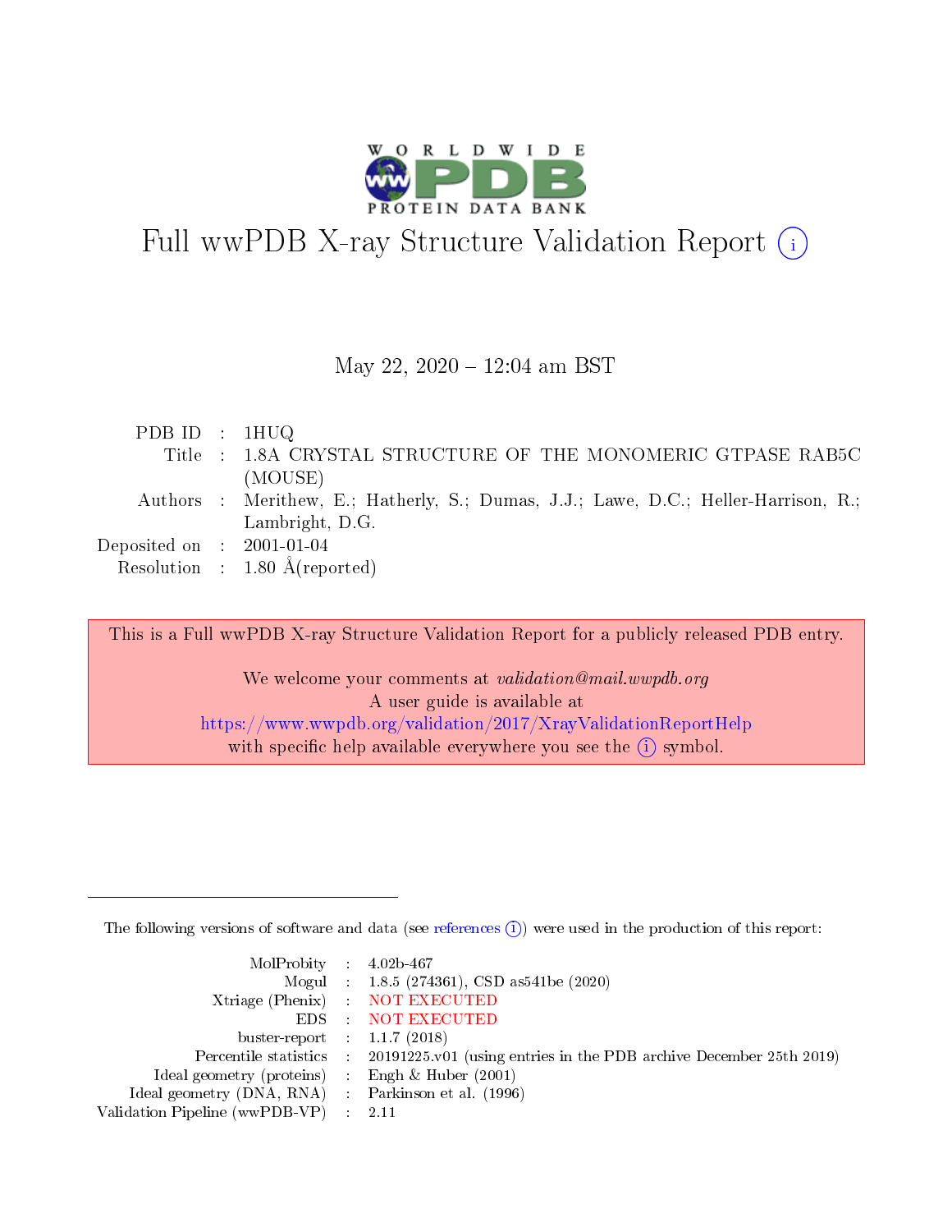# Full wwPDB X-ray Structure Validation Report (i)

May 22, 2020 – 12:04 am BST

| | | |
|---|---|---|
| PDB ID | : | 1HUQ |
| Title | : | 1.8A CRYSTAL STRUCTURE OF THE MONOMERIC GTPASE RAB5C (MOUSE) |
| Authors | : | Merithew, E.; Hatherly, S.; Dumas, J.J.; Lawe, D.C.; Heller-Harrison, R.; Lambright, D.G. |
| Deposited on | : | 2001-01-04 |
| Resolution | : | 1.80 Å(reported) |

This is a Full wwPDB X-ray Structure Validation Report for a publicly released PDB entry.

We welcome your comments at *validation@mail.wwpdb.org*
A user guide is available at
https://www.wwpdb.org/validation/2017/XrayValidationReportHelp
with specific help available everywhere you see the (i) symbol.

---

The following versions of software and data (see references (i)) were used in the production of this report:

| | | |
|---|---|---|
| MolProbity | : | 4.02b-467 |
| Mogul | : | 1.8.5 (274361), CSD as541be (2020) |
| Xtriage (Phenix) | : | NOT EXECUTED |
| EDS | : | NOT EXECUTED |
| buster-report | : | 1.1.7 (2018) |
| Percentile statistics | : | 20191225.v01 (using entries in the PDB archive December 25th 2019) |
| Ideal geometry (proteins) | : | Engh & Huber (2001) |
| Ideal geometry (DNA, RNA) | : | Parkinson et al. (1996) |
| Validation Pipeline (wwPDB-VP) | : | 2.11 |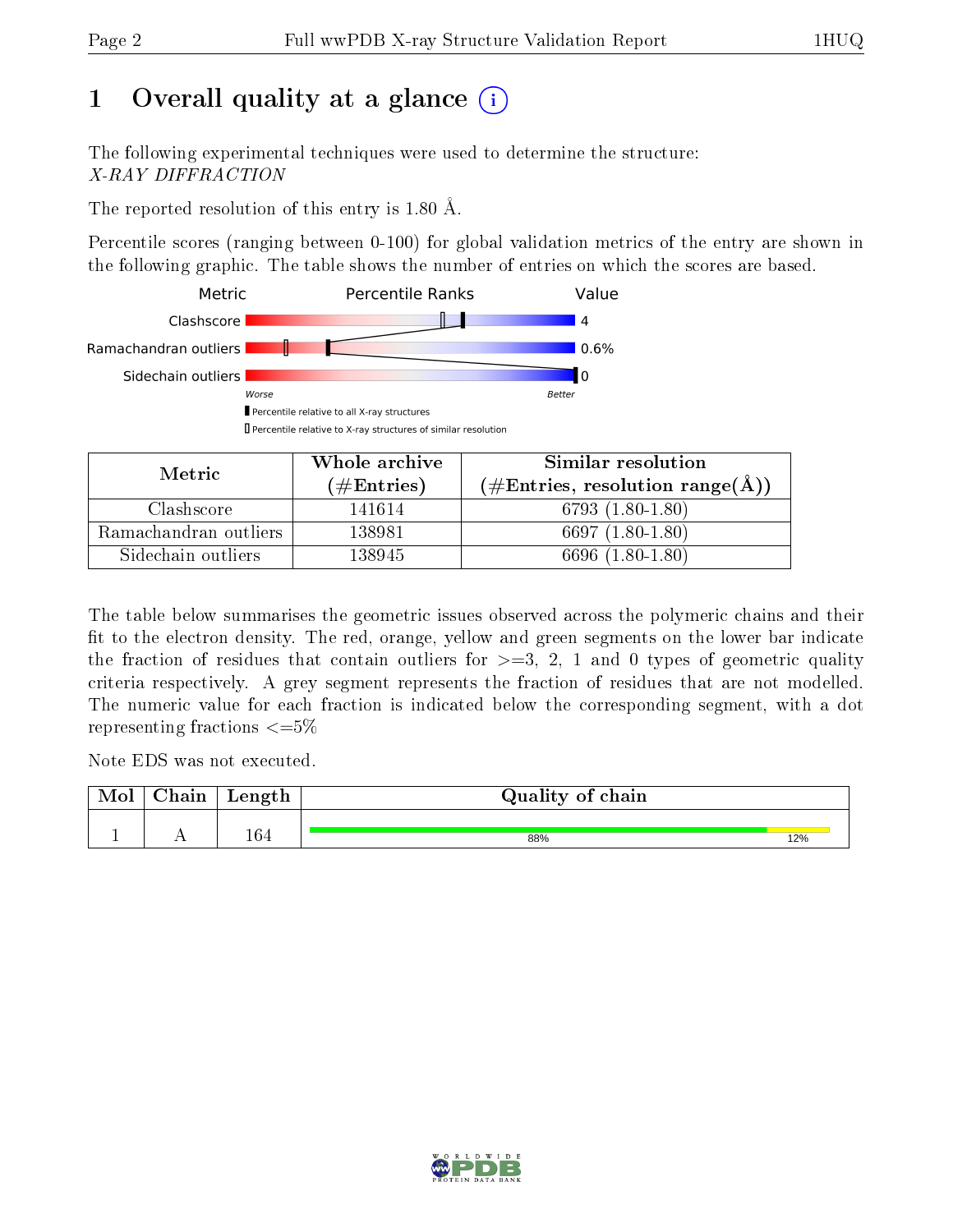# 1 Overall quality at a glance

The following experimental techniques were used to determine the structure: *X-RAY DIFFRACTION*

The reported resolution of this entry is 1.80 Å.

Percentile scores (ranging between 0-100) for global validation metrics of the entry are shown in the following graphic. The table shows the number of entries on which the scores are based.

| Metric | Value |
|---|---|
| Clashscore | 4 |
| Ramachandran outliers | 0.6% |
| Sidechain outliers | 0 |

Worse — Better

- Percentile relative to all X-ray structures
- Percentile relative to X-ray structures of similar resolution

| Metric | Whole archive (#Entries) | Similar resolution (#Entries, resolution range(Å)) |
|---|---|---|
| Clashscore | 141614 | 6793 (1.80-1.80) |
| Ramachandran outliers | 138981 | 6697 (1.80-1.80) |
| Sidechain outliers | 138945 | 6696 (1.80-1.80) |

The table below summarises the geometric issues observed across the polymeric chains and their fit to the electron density. The red, orange, yellow and green segments on the lower bar indicate the fraction of residues that contain outliers for >=3, 2, 1 and 0 types of geometric quality criteria respectively. A grey segment represents the fraction of residues that are not modelled. The numeric value for each fraction is indicated below the corresponding segment, with a dot representing fractions <=5%

Note EDS was not executed.

| Mol | Chain | Length | Quality of chain |
|---|---|---|---|
| 1 | A | 164 | 88% / 12% |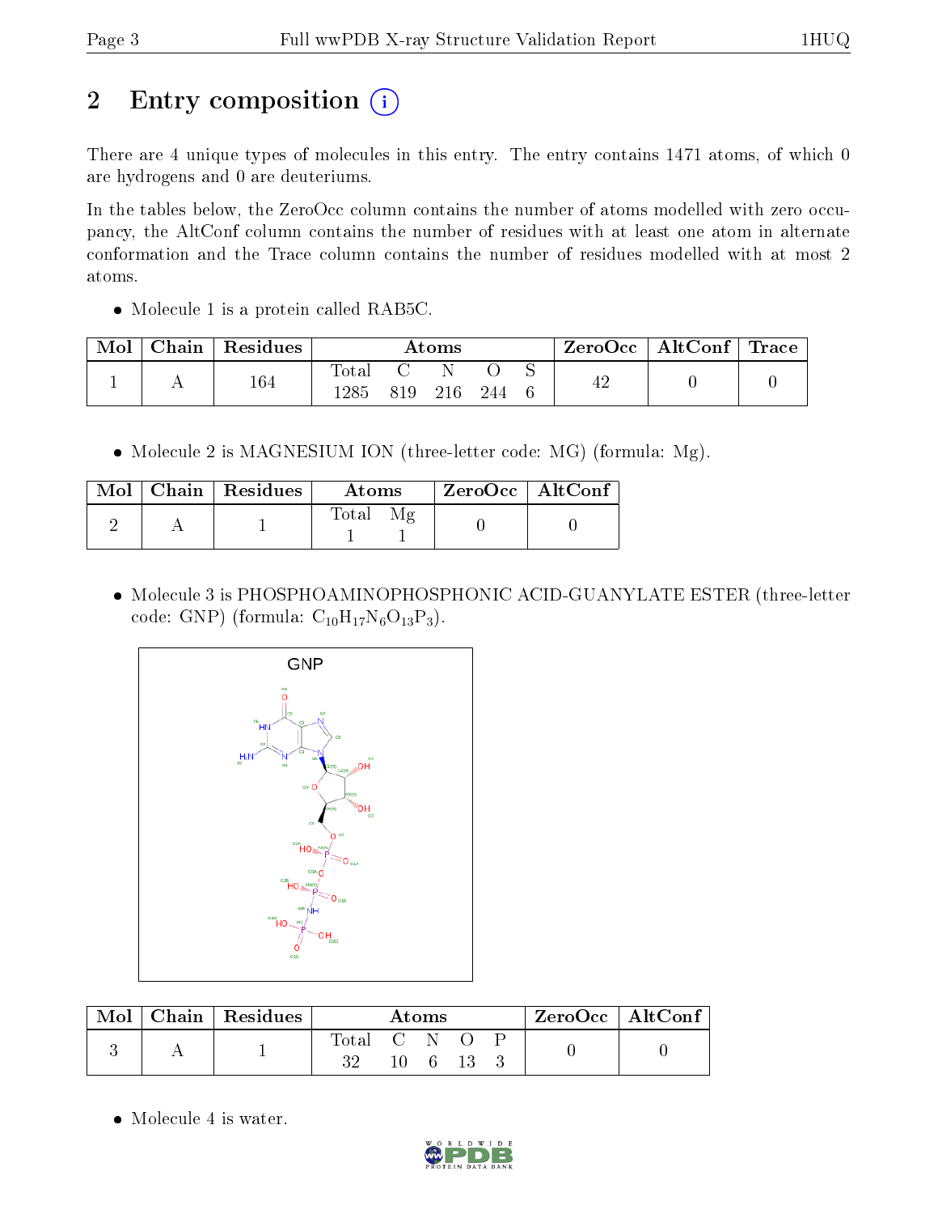# 2 Entry composition

There are 4 unique types of molecules in this entry. The entry contains 1471 atoms, of which 0 are hydrogens and 0 are deuteriums.

In the tables below, the ZeroOcc column contains the number of atoms modelled with zero occupancy, the AltConf column contains the number of residues with at least one atom in alternate conformation and the Trace column contains the number of residues modelled with at most 2 atoms.

- Molecule 1 is a protein called RAB5C.

| Mol | Chain | Residues | Atoms | | | | | ZeroOcc | AltConf | Trace |
|---|---|---|---|---|---|---|---|---|---|---|
| | | | Total | C | N | O | S | | | |
| 1 | A | 164 | 1285 | 819 | 216 | 244 | 6 | 42 | 0 | 0 |

- Molecule 2 is MAGNESIUM ION (three-letter code: MG) (formula: Mg).

| Mol | Chain | Residues | Atoms | | ZeroOcc | AltConf |
|---|---|---|---|---|---|---|
| | | | Total | Mg | | |
| 2 | A | 1 | 1 | 1 | 0 | 0 |

- Molecule 3 is PHOSPHOAMINOPHOSPHONIC ACID-GUANYLATE ESTER (three-letter code: GNP) (formula: $C_{10}H_{17}N_6O_{13}P_3$).

| Mol | Chain | Residues | Atoms | | | | | ZeroOcc | AltConf |
|---|---|---|---|---|---|---|---|---|---|
| | | | Total | C | N | O | P | | |
| 3 | A | 1 | 32 | 10 | 6 | 13 | 3 | 0 | 0 |

- Molecule 4 is water.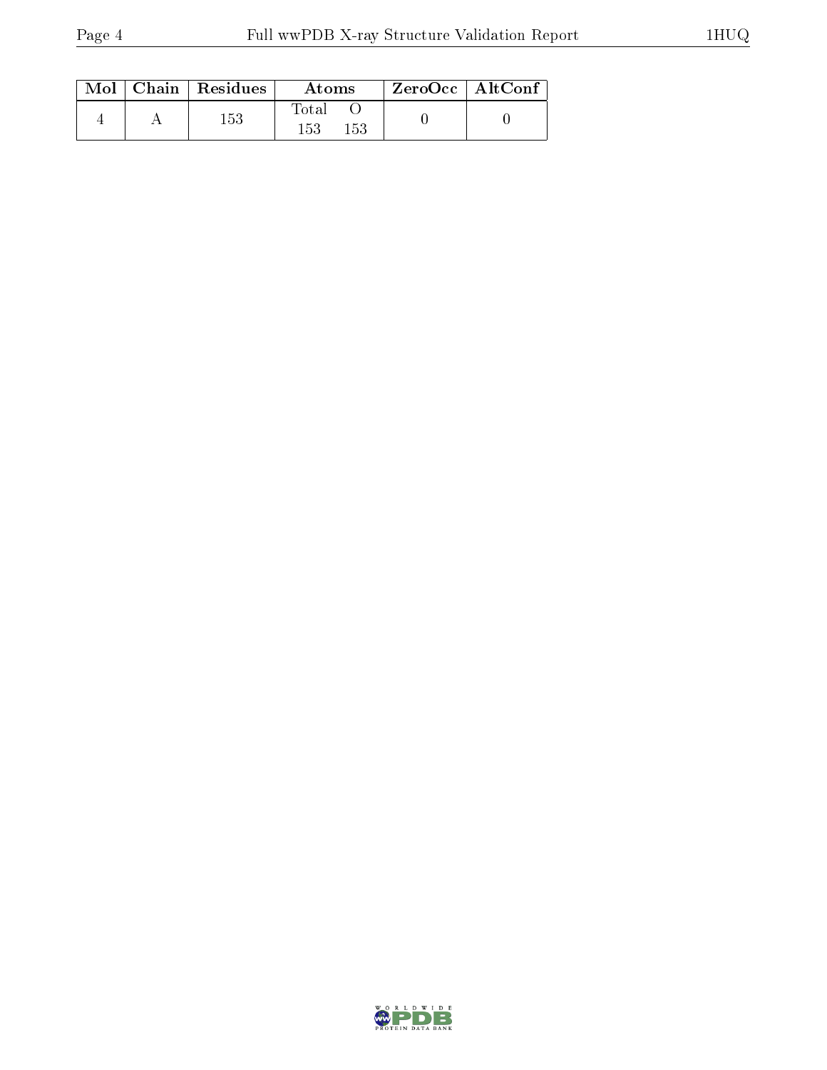| Mol | Chain | Residues | Atoms | | ZeroOcc | AltConf |
|---|---|---|---|---|---|---|
| | | | Total | O | | |
| 4 | A | 153 | 153 | 153 | 0 | 0 |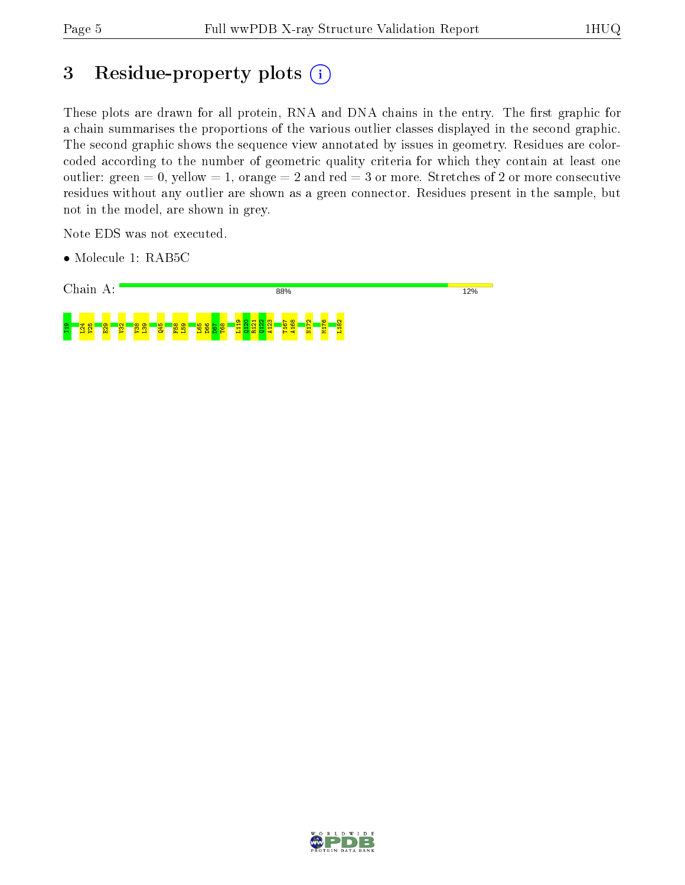# 3 Residue-property plots

These plots are drawn for all protein, RNA and DNA chains in the entry. The first graphic for a chain summarises the proportions of the various outlier classes displayed in the second graphic. The second graphic shows the sequence view annotated by issues in geometry. Residues are color-coded according to the number of geometric quality criteria for which they contain at least one outlier: green = 0, yellow = 1, orange = 2 and red = 3 or more. Stretches of 2 or more consecutive residues without any outlier are shown as a green connector. Residues present in the sample, but not in the model, are shown in grey.

Note EDS was not executed.

- Molecule 1: RAB5C

Chain A: 88% 12%

I19 L24 V25 E29 V32 V38 L39 Q45 F58 L59 L65 D66 D67 T68 L119 Q120 R121 Q122 A123 T167 A168 N172 M176 L182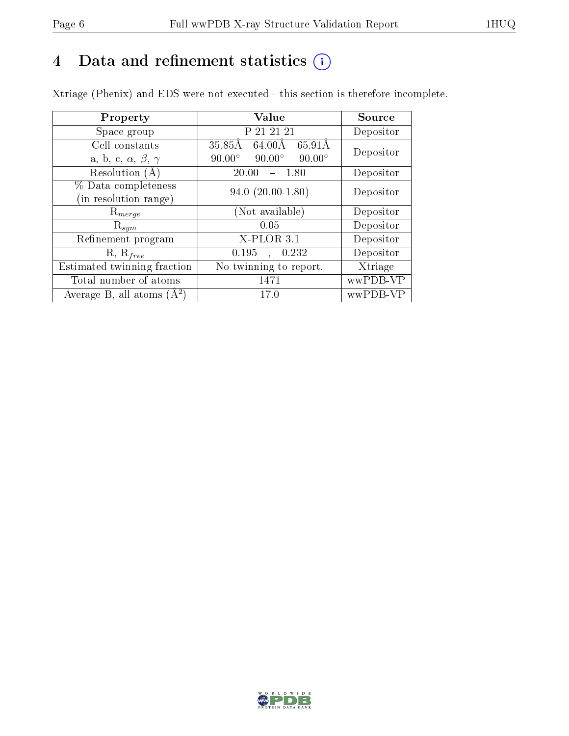# 4 Data and refinement statistics ⓘ

Xtriage (Phenix) and EDS were not executed - this section is therefore incomplete.

| Property | Value | Source |
|---|---|---|
| Space group | P 21 21 21 | Depositor |
| Cell constants<br>a, b, c, $\alpha$, $\beta$, $\gamma$ | 35.85Å 64.00Å 65.91Å<br>90.00° 90.00° 90.00° | Depositor |
| Resolution (Å) | 20.00 – 1.80 | Depositor |
| % Data completeness<br>(in resolution range) | 94.0 (20.00-1.80) | Depositor |
| $R_{merge}$ | (Not available) | Depositor |
| $R_{sym}$ | 0.05 | Depositor |
| Refinement program | X-PLOR 3.1 | Depositor |
| R, $R_{free}$ | 0.195 , 0.232 | Depositor |
| Estimated twinning fraction | No twinning to report. | Xtriage |
| Total number of atoms | 1471 | wwPDB-VP |
| Average B, all atoms (Å$^2$) | 17.0 | wwPDB-VP |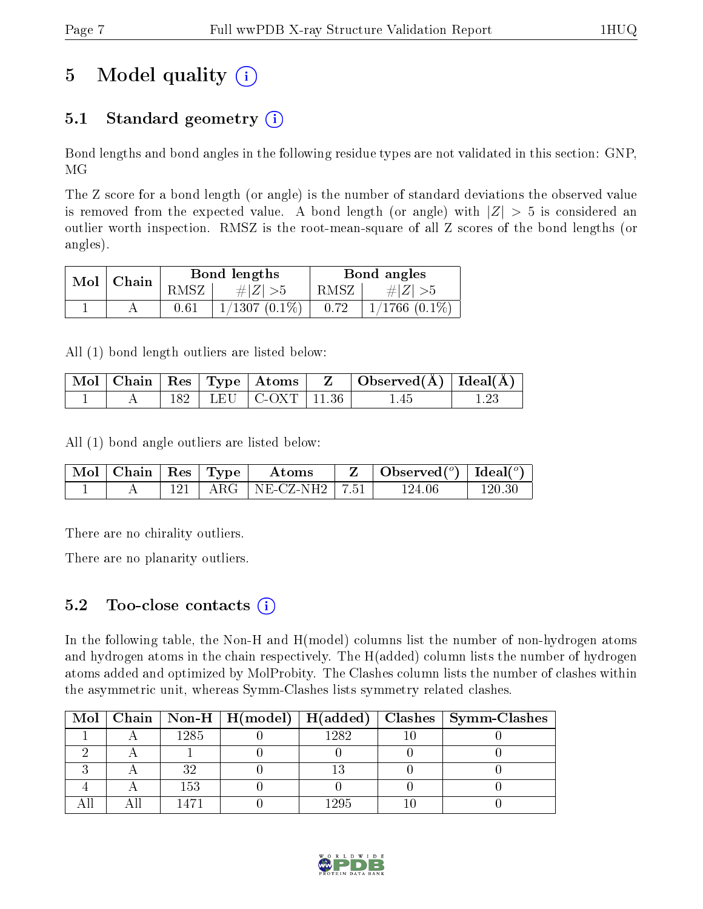# 5 Model quality

## 5.1 Standard geometry

Bond lengths and bond angles in the following residue types are not validated in this section: GNP, MG

The Z score for a bond length (or angle) is the number of standard deviations the observed value is removed from the expected value. A bond length (or angle) with $|Z| > 5$ is considered an outlier worth inspection. RMSZ is the root-mean-square of all Z scores of the bond lengths (or angles).

| Mol | Chain | Bond lengths | | Bond angles | |
|---|---|---|---|---|---|
| | | RMSZ | #\|Z\| >5 | RMSZ | #\|Z\| >5 |
| 1 | A | 0.61 | 1/1307 (0.1%) | 0.72 | 1/1766 (0.1%) |

All (1) bond length outliers are listed below:

| Mol | Chain | Res | Type | Atoms | Z | Observed(Å) | Ideal(Å) |
|---|---|---|---|---|---|---|---|
| 1 | A | 182 | LEU | C-OXT | 11.36 | 1.45 | 1.23 |

All (1) bond angle outliers are listed below:

| Mol | Chain | Res | Type | Atoms | Z | Observed(°) | Ideal(°) |
|---|---|---|---|---|---|---|---|
| 1 | A | 121 | ARG | NE-CZ-NH2 | 7.51 | 124.06 | 120.30 |

There are no chirality outliers.

There are no planarity outliers.

## 5.2 Too-close contacts

In the following table, the Non-H and H(model) columns list the number of non-hydrogen atoms and hydrogen atoms in the chain respectively. The H(added) column lists the number of hydrogen atoms added and optimized by MolProbity. The Clashes column lists the number of clashes within the asymmetric unit, whereas Symm-Clashes lists symmetry related clashes.

| Mol | Chain | Non-H | H(model) | H(added) | Clashes | Symm-Clashes |
|---|---|---|---|---|---|---|
| 1 | A | 1285 | 0 | 1282 | 10 | 0 |
| 2 | A | 1 | 0 | 0 | 0 | 0 |
| 3 | A | 32 | 0 | 13 | 0 | 0 |
| 4 | A | 153 | 0 | 0 | 0 | 0 |
| All | All | 1471 | 0 | 1295 | 10 | 0 |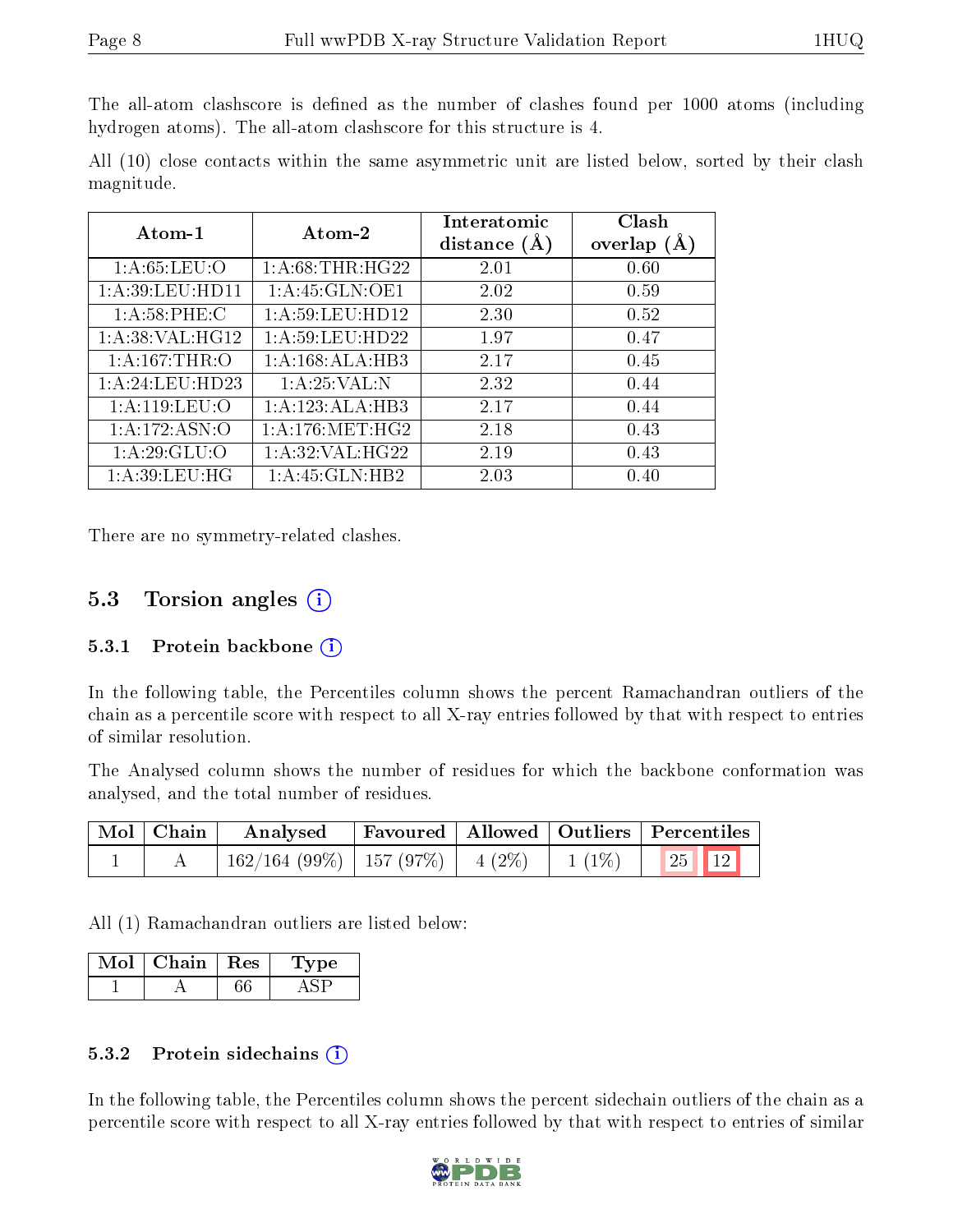The all-atom clashscore is defined as the number of clashes found per 1000 atoms (including hydrogen atoms). The all-atom clashscore for this structure is 4.

All (10) close contacts within the same asymmetric unit are listed below, sorted by their clash magnitude.

| Atom-1 | Atom-2 | Interatomic distance (Å) | Clash overlap (Å) |
|---|---|---|---|
| 1:A:65:LEU:O | 1:A:68:THR:HG22 | 2.01 | 0.60 |
| 1:A:39:LEU:HD11 | 1:A:45:GLN:OE1 | 2.02 | 0.59 |
| 1:A:58:PHE:C | 1:A:59:LEU:HD12 | 2.30 | 0.52 |
| 1:A:38:VAL:HG12 | 1:A:59:LEU:HD22 | 1.97 | 0.47 |
| 1:A:167:THR:O | 1:A:168:ALA:HB3 | 2.17 | 0.45 |
| 1:A:24:LEU:HD23 | 1:A:25:VAL:N | 2.32 | 0.44 |
| 1:A:119:LEU:O | 1:A:123:ALA:HB3 | 2.17 | 0.44 |
| 1:A:172:ASN:O | 1:A:176:MET:HG2 | 2.18 | 0.43 |
| 1:A:29:GLU:O | 1:A:32:VAL:HG22 | 2.19 | 0.43 |
| 1:A:39:LEU:HG | 1:A:45:GLN:HB2 | 2.03 | 0.40 |

There are no symmetry-related clashes.

## 5.3 Torsion angles

### 5.3.1 Protein backbone

In the following table, the Percentiles column shows the percent Ramachandran outliers of the chain as a percentile score with respect to all X-ray entries followed by that with respect to entries of similar resolution.

The Analysed column shows the number of residues for which the backbone conformation was analysed, and the total number of residues.

| Mol | Chain | Analysed | Favoured | Allowed | Outliers | Percentiles |
|---|---|---|---|---|---|---|
| 1 | A | 162/164 (99%) | 157 (97%) | 4 (2%) | 1 (1%) | 25 12 |

All (1) Ramachandran outliers are listed below:

| Mol | Chain | Res | Type |
|---|---|---|---|
| 1 | A | 66 | ASP |

### 5.3.2 Protein sidechains

In the following table, the Percentiles column shows the percent sidechain outliers of the chain as a percentile score with respect to all X-ray entries followed by that with respect to entries of similar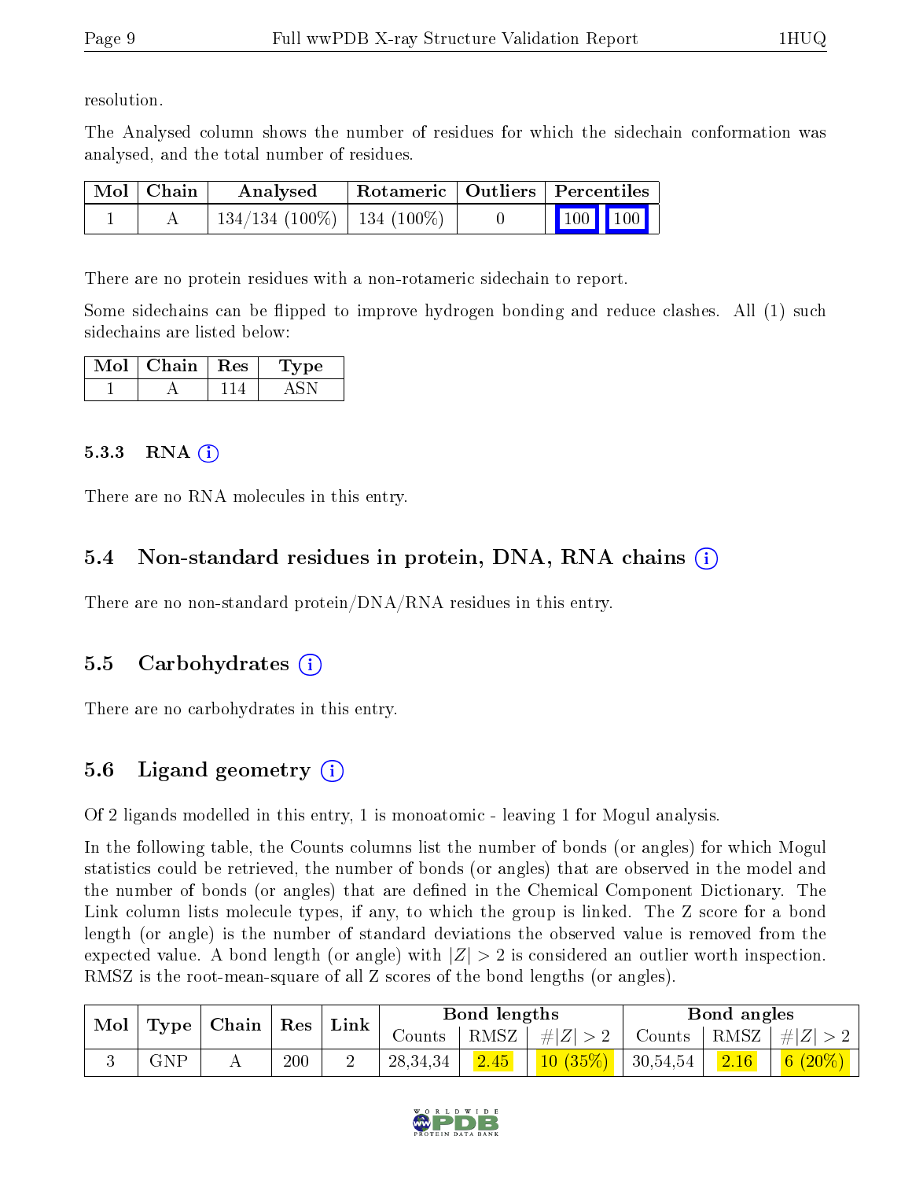resolution.

The Analysed column shows the number of residues for which the sidechain conformation was analysed, and the total number of residues.

| Mol | Chain | Analysed | Rotameric | Outliers | Percentiles | |
|---|---|---|---|---|---|---|
| 1 | A | 134/134 (100%) | 134 (100%) | 0 | 100 | 100 |

There are no protein residues with a non-rotameric sidechain to report.

Some sidechains can be flipped to improve hydrogen bonding and reduce clashes. All (1) such sidechains are listed below:

| Mol | Chain | Res | Type |
|---|---|---|---|
| 1 | A | 114 | ASN |

### 5.3.3 RNA

There are no RNA molecules in this entry.

## 5.4 Non-standard residues in protein, DNA, RNA chains

There are no non-standard protein/DNA/RNA residues in this entry.

## 5.5 Carbohydrates

There are no carbohydrates in this entry.

## 5.6 Ligand geometry

Of 2 ligands modelled in this entry, 1 is monoatomic - leaving 1 for Mogul analysis.

In the following table, the Counts columns list the number of bonds (or angles) for which Mogul statistics could be retrieved, the number of bonds (or angles) that are observed in the model and the number of bonds (or angles) that are defined in the Chemical Component Dictionary. The Link column lists molecule types, if any, to which the group is linked. The Z score for a bond length (or angle) is the number of standard deviations the observed value is removed from the expected value. A bond length (or angle) with $|Z| > 2$ is considered an outlier worth inspection. RMSZ is the root-mean-square of all Z scores of the bond lengths (or angles).

| Mol | Type | Chain | Res | Link | Bond lengths | | | Bond angles | | |
|---|---|---|---|---|---|---|---|---|---|---|
| | | | | | Counts | RMSZ | $\#\|Z\| > 2$ | Counts | RMSZ | $\#\|Z\| > 2$ |
| 3 | GNP | A | 200 | 2 | 28,34,34 | 2.45 | 10 (35%) | 30,54,54 | 2.16 | 6 (20%) |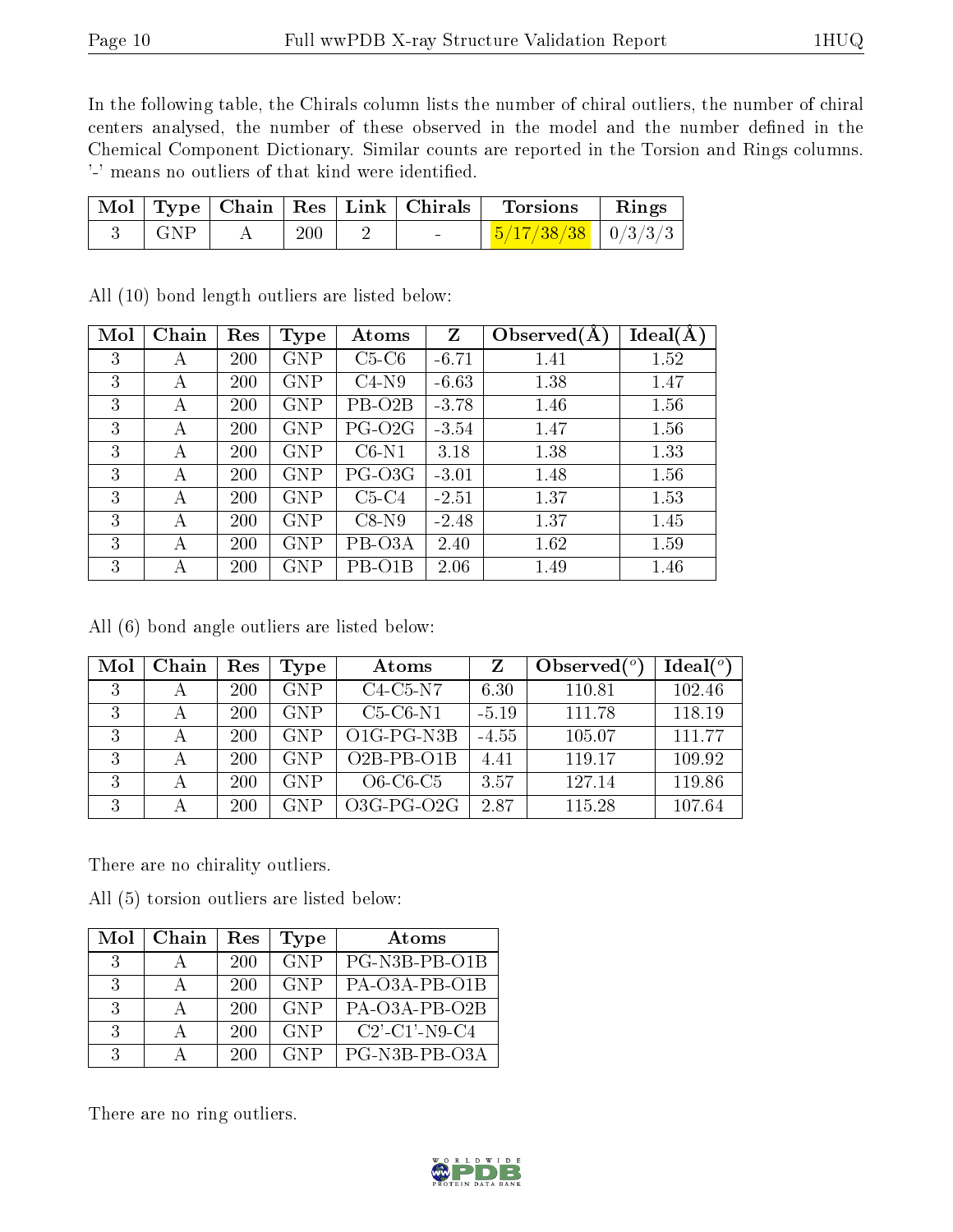In the following table, the Chirals column lists the number of chiral outliers, the number of chiral centers analysed, the number of these observed in the model and the number defined in the Chemical Component Dictionary. Similar counts are reported in the Torsion and Rings columns. '-' means no outliers of that kind were identified.

| Mol | Type | Chain | Res | Link | Chirals | Torsions | Rings |
|---|---|---|---|---|---|---|---|
| 3 | GNP | A | 200 | 2 | - | 5/17/38/38 | 0/3/3/3 |

All (10) bond length outliers are listed below:

| Mol | Chain | Res | Type | Atoms | Z | Observed(Å) | Ideal(Å) |
|---|---|---|---|---|---|---|---|
| 3 | A | 200 | GNP | C5-C6 | -6.71 | 1.41 | 1.52 |
| 3 | A | 200 | GNP | C4-N9 | -6.63 | 1.38 | 1.47 |
| 3 | A | 200 | GNP | PB-O2B | -3.78 | 1.46 | 1.56 |
| 3 | A | 200 | GNP | PG-O2G | -3.54 | 1.47 | 1.56 |
| 3 | A | 200 | GNP | C6-N1 | 3.18 | 1.38 | 1.33 |
| 3 | A | 200 | GNP | PG-O3G | -3.01 | 1.48 | 1.56 |
| 3 | A | 200 | GNP | C5-C4 | -2.51 | 1.37 | 1.53 |
| 3 | A | 200 | GNP | C8-N9 | -2.48 | 1.37 | 1.45 |
| 3 | A | 200 | GNP | PB-O3A | 2.40 | 1.62 | 1.59 |
| 3 | A | 200 | GNP | PB-O1B | 2.06 | 1.49 | 1.46 |

All (6) bond angle outliers are listed below:

| Mol | Chain | Res | Type | Atoms | Z | Observed(°) | Ideal(°) |
|---|---|---|---|---|---|---|---|
| 3 | A | 200 | GNP | C4-C5-N7 | 6.30 | 110.81 | 102.46 |
| 3 | A | 200 | GNP | C5-C6-N1 | -5.19 | 111.78 | 118.19 |
| 3 | A | 200 | GNP | O1G-PG-N3B | -4.55 | 105.07 | 111.77 |
| 3 | A | 200 | GNP | O2B-PB-O1B | 4.41 | 119.17 | 109.92 |
| 3 | A | 200 | GNP | O6-C6-C5 | 3.57 | 127.14 | 119.86 |
| 3 | A | 200 | GNP | O3G-PG-O2G | 2.87 | 115.28 | 107.64 |

There are no chirality outliers.

All (5) torsion outliers are listed below:

| Mol | Chain | Res | Type | Atoms |
|---|---|---|---|---|
| 3 | A | 200 | GNP | PG-N3B-PB-O1B |
| 3 | A | 200 | GNP | PA-O3A-PB-O1B |
| 3 | A | 200 | GNP | PA-O3A-PB-O2B |
| 3 | A | 200 | GNP | C2'-C1'-N9-C4 |
| 3 | A | 200 | GNP | PG-N3B-PB-O3A |

There are no ring outliers.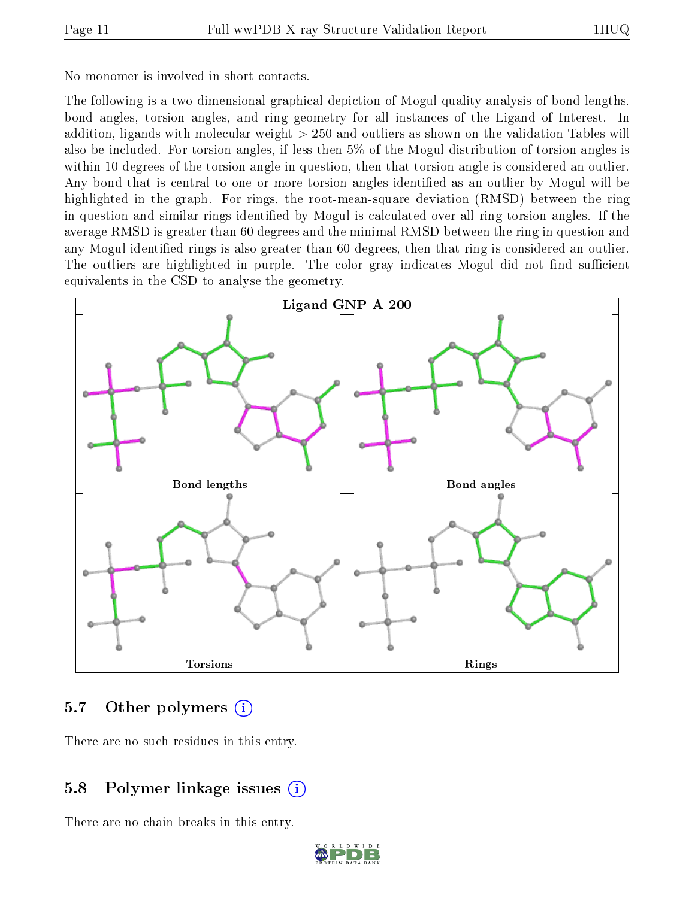No monomer is involved in short contacts.

The following is a two-dimensional graphical depiction of Mogul quality analysis of bond lengths, bond angles, torsion angles, and ring geometry for all instances of the Ligand of Interest. In addition, ligands with molecular weight > 250 and outliers as shown on the validation Tables will also be included. For torsion angles, if less then 5% of the Mogul distribution of torsion angles is within 10 degrees of the torsion angle in question, then that torsion angle is considered an outlier. Any bond that is central to one or more torsion angles identified as an outlier by Mogul will be highlighted in the graph. For rings, the root-mean-square deviation (RMSD) between the ring in question and similar rings identified by Mogul is calculated over all ring torsion angles. If the average RMSD is greater than 60 degrees and the minimal RMSD between the ring in question and any Mogul-identified rings is also greater than 60 degrees, then that ring is considered an outlier. The outliers are highlighted in purple. The color gray indicates Mogul did not find sufficient equivalents in the CSD to analyse the geometry.

Ligand GNP A 200

Bond lengths

Bond angles

Torsions

Rings

## 5.7 Other polymers

There are no such residues in this entry.

## 5.8 Polymer linkage issues

There are no chain breaks in this entry.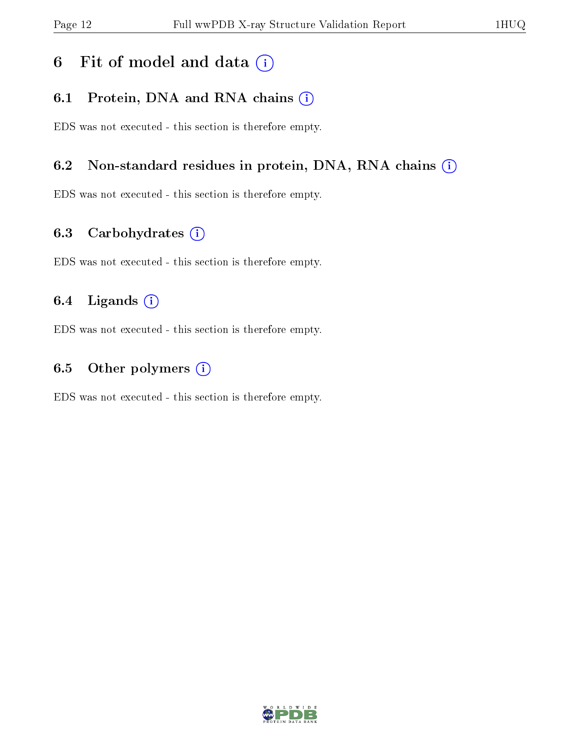# 6 Fit of model and data (i)

## 6.1 Protein, DNA and RNA chains (i)

EDS was not executed - this section is therefore empty.

## 6.2 Non-standard residues in protein, DNA, RNA chains (i)

EDS was not executed - this section is therefore empty.

## 6.3 Carbohydrates (i)

EDS was not executed - this section is therefore empty.

## 6.4 Ligands (i)

EDS was not executed - this section is therefore empty.

## 6.5 Other polymers (i)

EDS was not executed - this section is therefore empty.